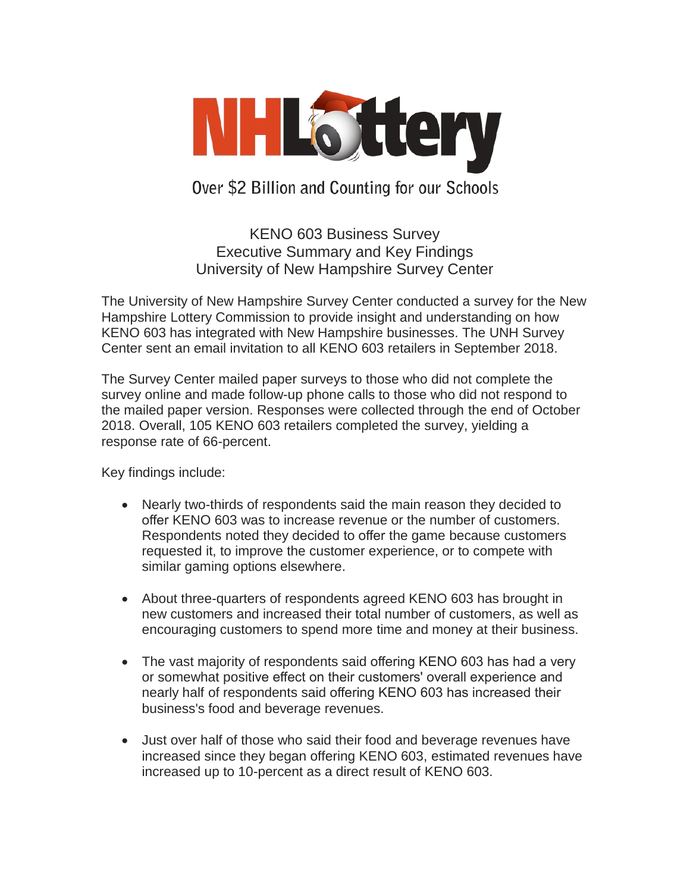NHLottery

Over $2 Billion and Counting for our Schools

# KENO 603 Business Survey
## Executive Summary and Key Findings
## University of New Hampshire Survey Center

The University of New Hampshire Survey Center conducted a survey for the New Hampshire Lottery Commission to provide insight and understanding on how KENO 603 has integrated with New Hampshire businesses. The UNH Survey Center sent an email invitation to all KENO 603 retailers in September 2018.

The Survey Center mailed paper surveys to those who did not complete the survey online and made follow-up phone calls to those who did not respond to the mailed paper version. Responses were collected through the end of October 2018. Overall, 105 KENO 603 retailers completed the survey, yielding a response rate of 66-percent.

Key findings include:

- Nearly two-thirds of respondents said the main reason they decided to offer KENO 603 was to increase revenue or the number of customers. Respondents noted they decided to offer the game because customers requested it, to improve the customer experience, or to compete with similar gaming options elsewhere.

- About three-quarters of respondents agreed KENO 603 has brought in new customers and increased their total number of customers, as well as encouraging customers to spend more time and money at their business.

- The vast majority of respondents said offering KENO 603 has had a very or somewhat positive effect on their customers' overall experience and nearly half of respondents said offering KENO 603 has increased their business's food and beverage revenues.

- Just over half of those who said their food and beverage revenues have increased since they began offering KENO 603, estimated revenues have increased up to 10-percent as a direct result of KENO 603.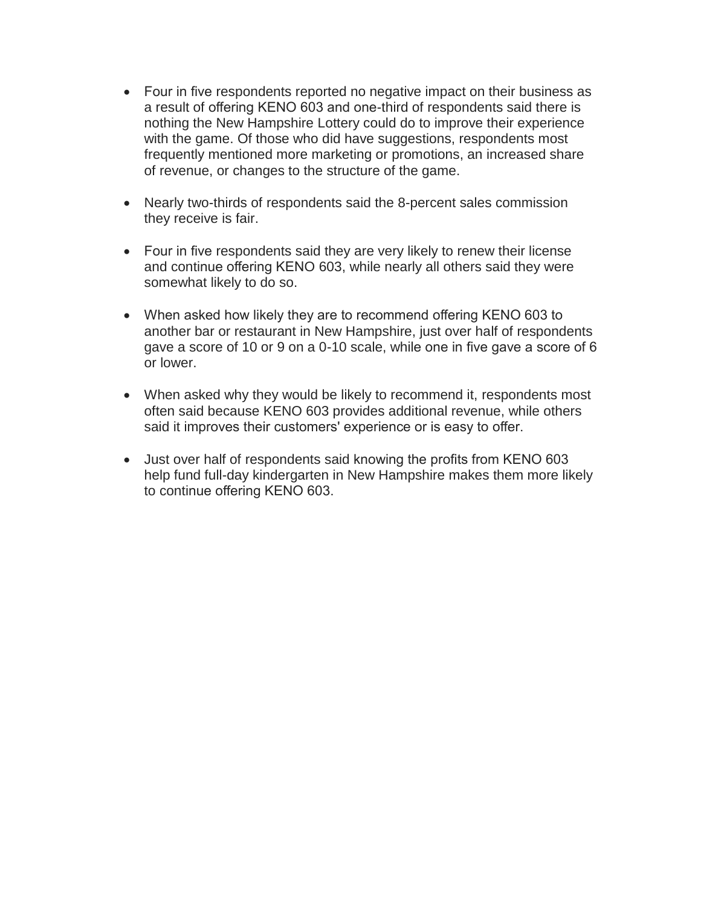- Four in five respondents reported no negative impact on their business as a result of offering KENO 603 and one-third of respondents said there is nothing the New Hampshire Lottery could do to improve their experience with the game. Of those who did have suggestions, respondents most frequently mentioned more marketing or promotions, an increased share of revenue, or changes to the structure of the game.

- Nearly two-thirds of respondents said the 8-percent sales commission they receive is fair.

- Four in five respondents said they are very likely to renew their license and continue offering KENO 603, while nearly all others said they were somewhat likely to do so.

- When asked how likely they are to recommend offering KENO 603 to another bar or restaurant in New Hampshire, just over half of respondents gave a score of 10 or 9 on a 0-10 scale, while one in five gave a score of 6 or lower.

- When asked why they would be likely to recommend it, respondents most often said because KENO 603 provides additional revenue, while others said it improves their customers' experience or is easy to offer.

- Just over half of respondents said knowing the profits from KENO 603 help fund full-day kindergarten in New Hampshire makes them more likely to continue offering KENO 603.